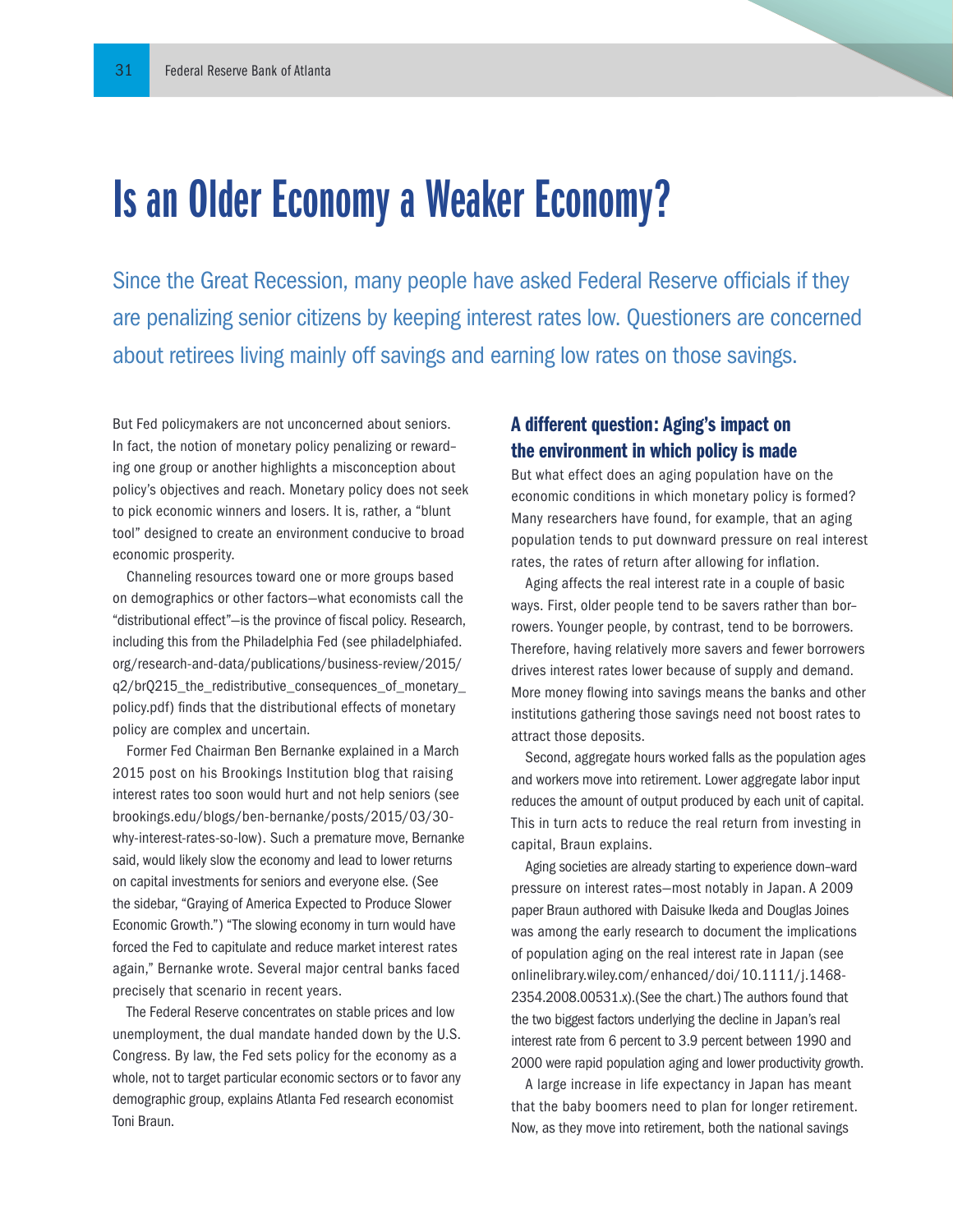# Is an Older Economy a Weaker Economy?

Since the Great Recession, many people have asked Federal Reserve officials if they are penalizing senior citizens by keeping interest rates low. Questioners are concerned about retirees living mainly off savings and earning low rates on those savings.

But Fed policymakers are not unconcerned about seniors. In fact, the notion of monetary policy penalizing or rewarding one group or another highlights a misconception about policy's objectives and reach. Monetary policy does not seek to pick economic winners and losers. It is, rather, a "blunt tool" designed to create an environment conducive to broad economic prosperity.

Channeling resources toward one or more groups based on demographics or other factors—what economists call the "distributional effect"—is the province of fiscal policy. Research, including this from the Philadelphia Fed (see philadelphiafed.org/research-and-data/publications/business-review/2015/q2/brQ215_the_redistributive_consequences_of_monetary_policy.pdf) finds that the distributional effects of monetary policy are complex and uncertain.

Former Fed Chairman Ben Bernanke explained in a March 2015 post on his Brookings Institution blog that raising interest rates too soon would hurt and not help seniors (see brookings.edu/blogs/ben-bernanke/posts/2015/03/30-why-interest-rates-so-low). Such a premature move, Bernanke said, would likely slow the economy and lead to lower returns on capital investments for seniors and everyone else. (See the sidebar, "Graying of America Expected to Produce Slower Economic Growth.") "The slowing economy in turn would have forced the Fed to capitulate and reduce market interest rates again," Bernanke wrote. Several major central banks faced precisely that scenario in recent years.

The Federal Reserve concentrates on stable prices and low unemployment, the dual mandate handed down by the U.S. Congress. By law, the Fed sets policy for the economy as a whole, not to target particular economic sectors or to favor any demographic group, explains Atlanta Fed research economist Toni Braun.

## A different question: Aging's impact on the environment in which policy is made

But what effect does an aging population have on the economic conditions in which monetary policy is formed? Many researchers have found, for example, that an aging population tends to put downward pressure on real interest rates, the rates of return after allowing for inflation.

Aging affects the real interest rate in a couple of basic ways. First, older people tend to be savers rather than borrowers. Younger people, by contrast, tend to be borrowers. Therefore, having relatively more savers and fewer borrowers drives interest rates lower because of supply and demand. More money flowing into savings means the banks and other institutions gathering those savings need not boost rates to attract those deposits.

Second, aggregate hours worked falls as the population ages and workers move into retirement. Lower aggregate labor input reduces the amount of output produced by each unit of capital. This in turn acts to reduce the real return from investing in capital, Braun explains.

Aging societies are already starting to experience down-ward pressure on interest rates—most notably in Japan. A 2009 paper Braun authored with Daisuke Ikeda and Douglas Joines was among the early research to document the implications of population aging on the real interest rate in Japan (see onlinelibrary.wiley.com/enhanced/doi/10.1111/j.1468-2354.2008.00531.x).(See the chart.) The authors found that the two biggest factors underlying the decline in Japan's real interest rate from 6 percent to 3.9 percent between 1990 and 2000 were rapid population aging and lower productivity growth.

A large increase in life expectancy in Japan has meant that the baby boomers need to plan for longer retirement. Now, as they move into retirement, both the national savings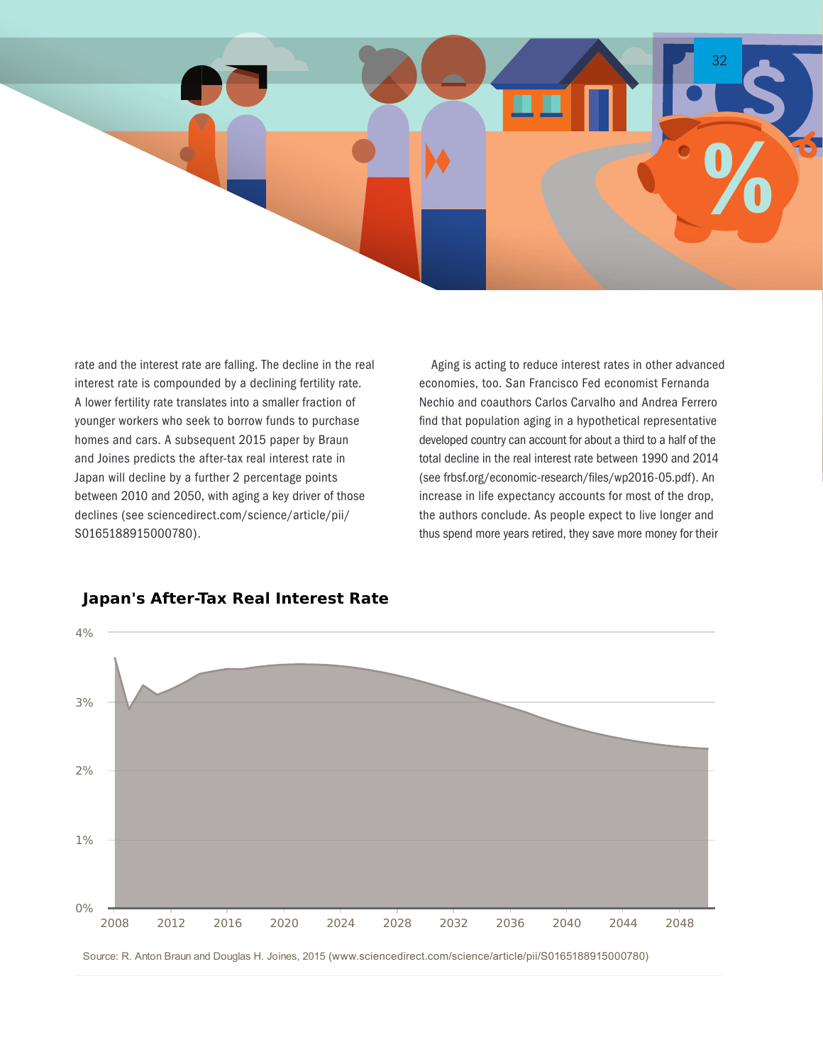rate and the interest rate are falling. The decline in the real interest rate is compounded by a declining fertility rate. A lower fertility rate translates into a smaller fraction of younger workers who seek to borrow funds to purchase homes and cars. A subsequent 2015 paper by Braun and Joines predicts the after-tax real interest rate in Japan will decline by a further 2 percentage points between 2010 and 2050, with aging a key driver of those declines (see sciencedirect.com/science/article/pii/S0165188915000780).

Aging is acting to reduce interest rates in other advanced economies, too. San Francisco Fed economist Fernanda Nechio and coauthors Carlos Carvalho and Andrea Ferrero find that population aging in a hypothetical representative developed country can account for about a third to a half of the total decline in the real interest rate between 1990 and 2014 (see frbsf.org/economic-research/files/wp2016-05.pdf). An increase in life expectancy accounts for most of the drop, the authors conclude. As people expect to live longer and thus spend more years retired, they save more money for their

## Japan's After-Tax Real Interest Rate

Source: R. Anton Braun and Douglas H. Joines, 2015 (www.sciencedirect.com/science/article/pii/S0165188915000780)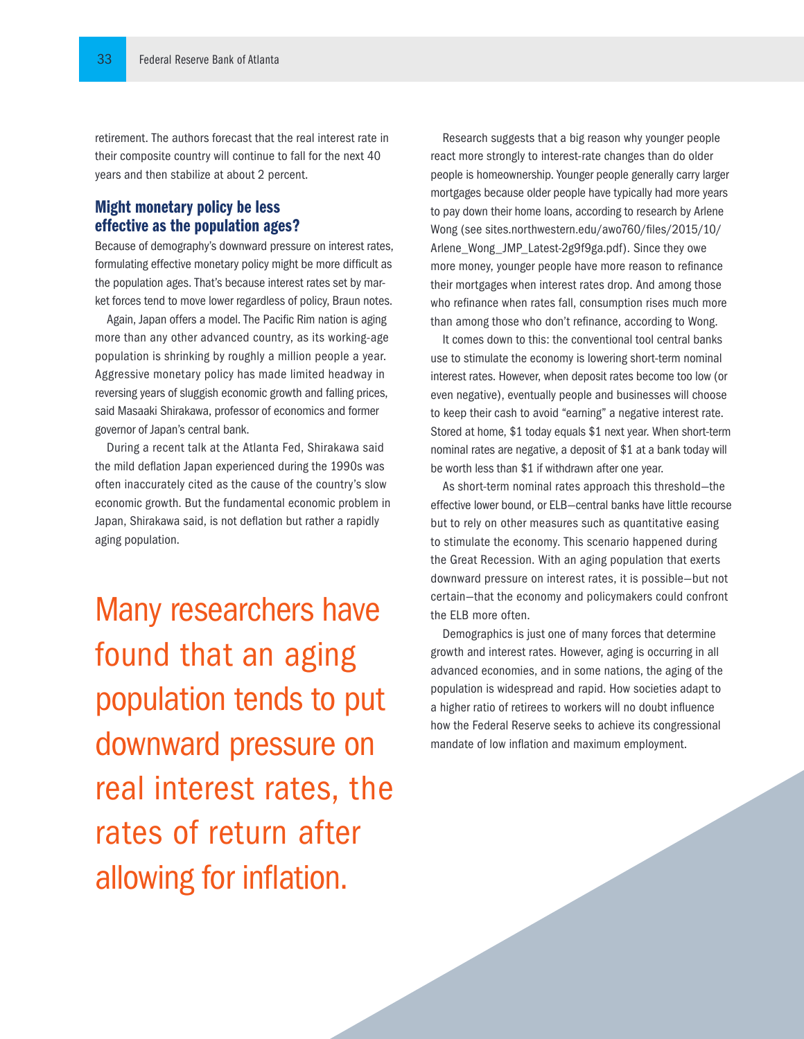retirement. The authors forecast that the real interest rate in their composite country will continue to fall for the next 40 years and then stabilize at about 2 percent.

## Might monetary policy be less effective as the population ages?

Because of demography's downward pressure on interest rates, formulating effective monetary policy might be more difficult as the population ages. That's because interest rates set by market forces tend to move lower regardless of policy, Braun notes.

Again, Japan offers a model. The Pacific Rim nation is aging more than any other advanced country, as its working-age population is shrinking by roughly a million people a year. Aggressive monetary policy has made limited headway in reversing years of sluggish economic growth and falling prices, said Masaaki Shirakawa, professor of economics and former governor of Japan's central bank.

During a recent talk at the Atlanta Fed, Shirakawa said the mild deflation Japan experienced during the 1990s was often inaccurately cited as the cause of the country's slow economic growth. But the fundamental economic problem in Japan, Shirakawa said, is not deflation but rather a rapidly aging population.

> Many researchers have found that an aging population tends to put downward pressure on real interest rates, the rates of return after allowing for inflation.

Research suggests that a big reason why younger people react more strongly to interest-rate changes than do older people is homeownership. Younger people generally carry larger mortgages because older people have typically had more years to pay down their home loans, according to research by Arlene Wong (see sites.northwestern.edu/awo760/files/2015/10/Arlene_Wong_JMP_Latest-2g9f9ga.pdf). Since they owe more money, younger people have more reason to refinance their mortgages when interest rates drop. And among those who refinance when rates fall, consumption rises much more than among those who don't refinance, according to Wong.

It comes down to this: the conventional tool central banks use to stimulate the economy is lowering short-term nominal interest rates. However, when deposit rates become too low (or even negative), eventually people and businesses will choose to keep their cash to avoid "earning" a negative interest rate. Stored at home, $1 today equals $1 next year. When short-term nominal rates are negative, a deposit of $1 at a bank today will be worth less than $1 if withdrawn after one year.

As short-term nominal rates approach this threshold—the effective lower bound, or ELB—central banks have little recourse but to rely on other measures such as quantitative easing to stimulate the economy. This scenario happened during the Great Recession. With an aging population that exerts downward pressure on interest rates, it is possible—but not certain—that the economy and policymakers could confront the ELB more often.

Demographics is just one of many forces that determine growth and interest rates. However, aging is occurring in all advanced economies, and in some nations, the aging of the population is widespread and rapid. How societies adapt to a higher ratio of retirees to workers will no doubt influence how the Federal Reserve seeks to achieve its congressional mandate of low inflation and maximum employment.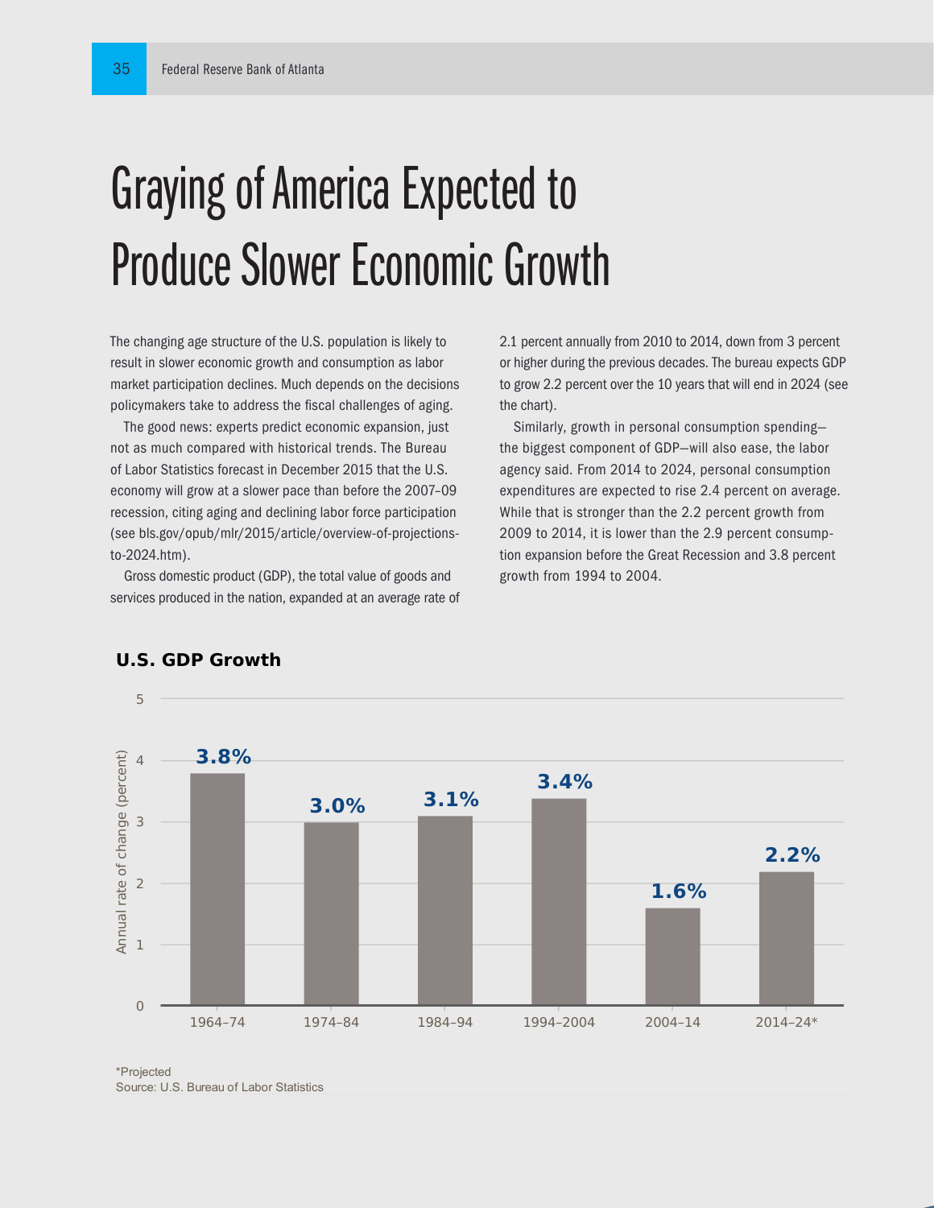# Graying of America Expected to Produce Slower Economic Growth

The changing age structure of the U.S. population is likely to result in slower economic growth and consumption as labor market participation declines. Much depends on the decisions policymakers take to address the fiscal challenges of aging.

The good news: experts predict economic expansion, just not as much compared with historical trends. The Bureau of Labor Statistics forecast in December 2015 that the U.S. economy will grow at a slower pace than before the 2007–09 recession, citing aging and declining labor force participation (see bls.gov/opub/mlr/2015/article/overview-of-projections-to-2024.htm).

Gross domestic product (GDP), the total value of goods and services produced in the nation, expanded at an average rate of 2.1 percent annually from 2010 to 2014, down from 3 percent or higher during the previous decades. The bureau expects GDP to grow 2.2 percent over the 10 years that will end in 2024 (see the chart).

Similarly, growth in personal consumption spending—the biggest component of GDP—will also ease, the labor agency said. From 2014 to 2024, personal consumption expenditures are expected to rise 2.4 percent on average. While that is stronger than the 2.2 percent growth from 2009 to 2014, it is lower than the 2.9 percent consumption expansion before the Great Recession and 3.8 percent growth from 1994 to 2004.

## U.S. GDP Growth

| Period | Annual rate of change (percent) |
|---|---|
| 1964–74 | 3.8% |
| 1974–84 | 3.0% |
| 1984–94 | 3.1% |
| 1994–2004 | 3.4% |
| 2004–14 | 1.6% |
| 2014–24* | 2.2% |

*Projected
Source: U.S. Bureau of Labor Statistics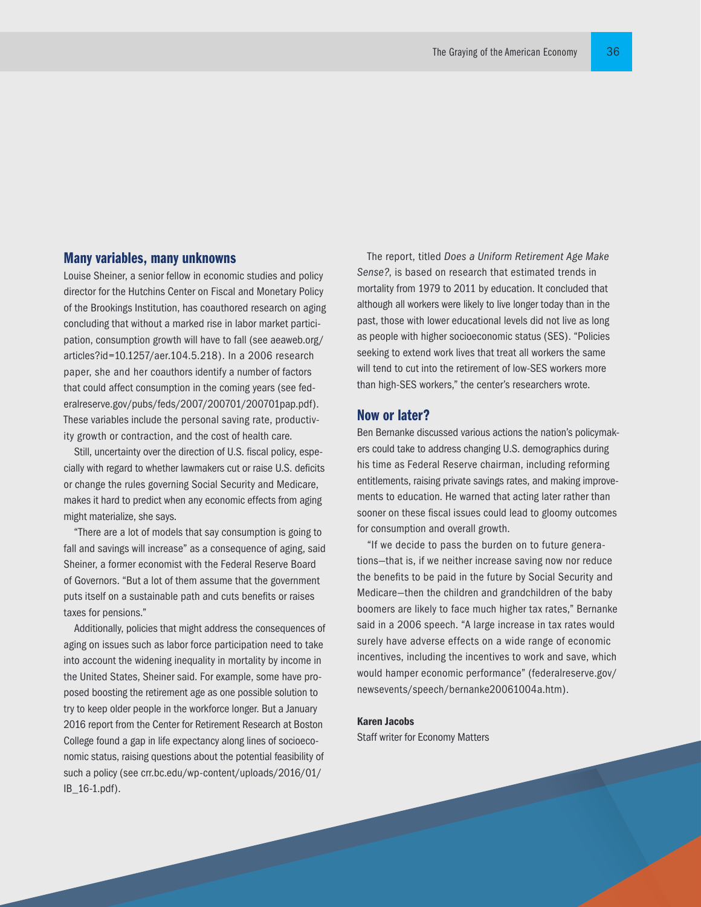## Many variables, many unknowns

Louise Sheiner, a senior fellow in economic studies and policy director for the Hutchins Center on Fiscal and Monetary Policy of the Brookings Institution, has coauthored research on aging concluding that without a marked rise in labor market participation, consumption growth will have to fall (see aeaweb.org/articles?id=10.1257/aer.104.5.218). In a 2006 research paper, she and her coauthors identify a number of factors that could affect consumption in the coming years (see federalreserve.gov/pubs/feds/2007/200701/200701pap.pdf). These variables include the personal saving rate, productivity growth or contraction, and the cost of health care.

Still, uncertainty over the direction of U.S. fiscal policy, especially with regard to whether lawmakers cut or raise U.S. deficits or change the rules governing Social Security and Medicare, makes it hard to predict when any economic effects from aging might materialize, she says.

"There are a lot of models that say consumption is going to fall and savings will increase" as a consequence of aging, said Sheiner, a former economist with the Federal Reserve Board of Governors. "But a lot of them assume that the government puts itself on a sustainable path and cuts benefits or raises taxes for pensions."

Additionally, policies that might address the consequences of aging on issues such as labor force participation need to take into account the widening inequality in mortality by income in the United States, Sheiner said. For example, some have proposed boosting the retirement age as one possible solution to try to keep older people in the workforce longer. But a January 2016 report from the Center for Retirement Research at Boston College found a gap in life expectancy along lines of socioeconomic status, raising questions about the potential feasibility of such a policy (see crr.bc.edu/wp-content/uploads/2016/01/IB_16-1.pdf).

The report, titled *Does a Uniform Retirement Age Make Sense?*, is based on research that estimated trends in mortality from 1979 to 2011 by education. It concluded that although all workers were likely to live longer today than in the past, those with lower educational levels did not live as long as people with higher socioeconomic status (SES). "Policies seeking to extend work lives that treat all workers the same will tend to cut into the retirement of low-SES workers more than high-SES workers," the center's researchers wrote.

## Now or later?

Ben Bernanke discussed various actions the nation's policymakers could take to address changing U.S. demographics during his time as Federal Reserve chairman, including reforming entitlements, raising private savings rates, and making improvements to education. He warned that acting later rather than sooner on these fiscal issues could lead to gloomy outcomes for consumption and overall growth.

"If we decide to pass the burden on to future generations—that is, if we neither increase saving now nor reduce the benefits to be paid in the future by Social Security and Medicare—then the children and grandchildren of the baby boomers are likely to face much higher tax rates," Bernanke said in a 2006 speech. "A large increase in tax rates would surely have adverse effects on a wide range of economic incentives, including the incentives to work and save, which would hamper economic performance" (federalreserve.gov/newsevents/speech/bernanke20061004a.htm).

**Karen Jacobs**
Staff writer for Economy Matters